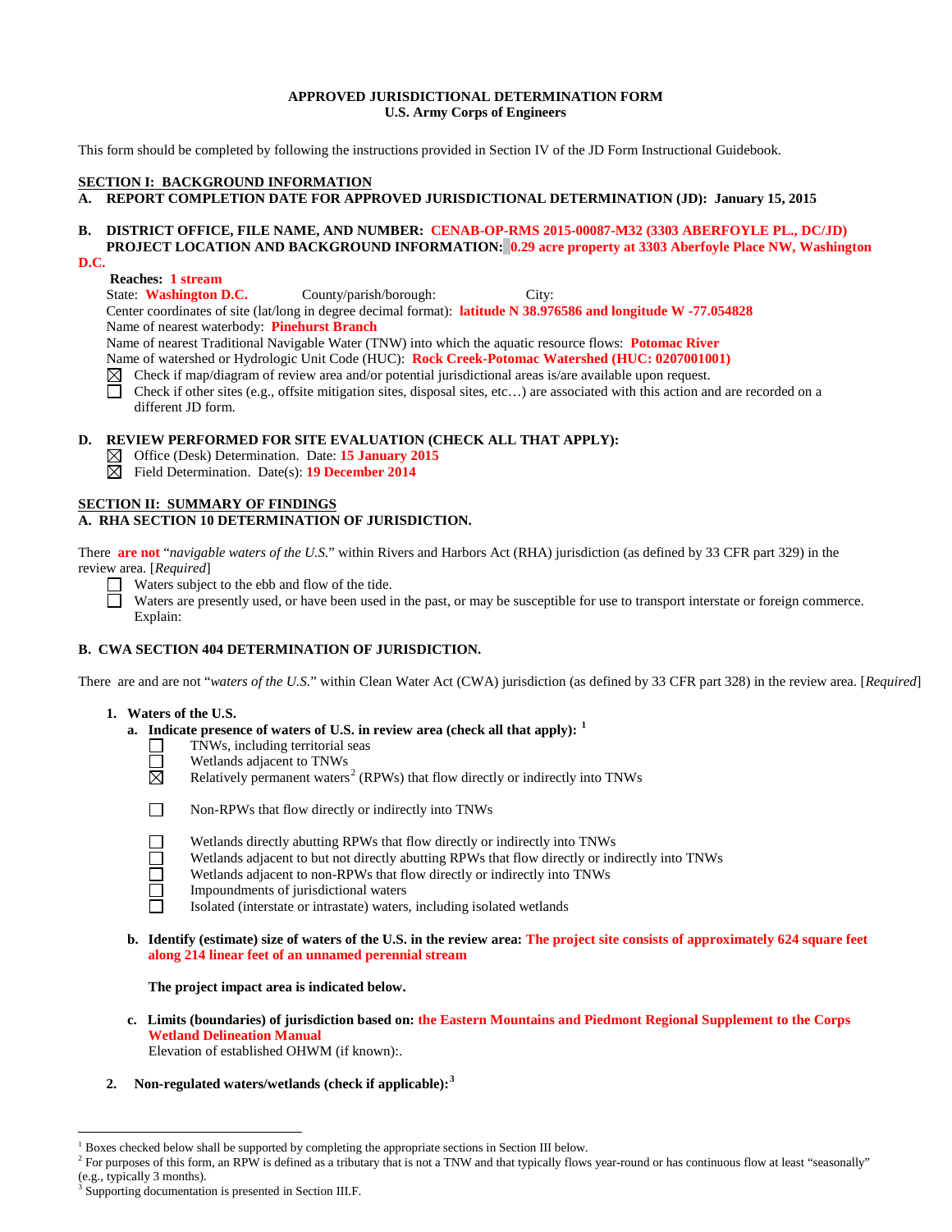**APPROVED JURISDICTIONAL DETERMINATION FORM**
**U.S. Army Corps of Engineers**

This form should be completed by following the instructions provided in Section IV of the JD Form Instructional Guidebook.

## SECTION I: BACKGROUND INFORMATION

**A. REPORT COMPLETION DATE FOR APPROVED JURISDICTIONAL DETERMINATION (JD): January 15, 2015**

**B. DISTRICT OFFICE, FILE NAME, AND NUMBER: CENAB-OP-RMS 2015-00087-M32 (3303 ABERFOYLE PL., DC/JD)**
**PROJECT LOCATION AND BACKGROUND INFORMATION: 0.29 acre property at 3303 Aberfoyle Place NW, Washington D.C.**

**Reaches: 1 stream**
State: **Washington D.C.** County/parish/borough: City:
Center coordinates of site (lat/long in degree decimal format): **latitude N 38.976586 and longitude W -77.054828**
Name of nearest waterbody: **Pinehurst Branch**
Name of nearest Traditional Navigable Water (TNW) into which the aquatic resource flows: **Potomac River**
Name of watershed or Hydrologic Unit Code (HUC): **Rock Creek-Potomac Watershed (HUC: 0207001001)**
☒ Check if map/diagram of review area and/or potential jurisdictional areas is/are available upon request.
☐ Check if other sites (e.g., offsite mitigation sites, disposal sites, etc…) are associated with this action and are recorded on a different JD form.

**D. REVIEW PERFORMED FOR SITE EVALUATION (CHECK ALL THAT APPLY):**
☒ Office (Desk) Determination. Date: **15 January 2015**
☒ Field Determination. Date(s): **19 December 2014**

## SECTION II: SUMMARY OF FINDINGS

**A. RHA SECTION 10 DETERMINATION OF JURISDICTION.**

There **are not** "*navigable waters of the U.S.*" within Rivers and Harbors Act (RHA) jurisdiction (as defined by 33 CFR part 329) in the review area. [*Required*]
☐ Waters subject to the ebb and flow of the tide.
☐ Waters are presently used, or have been used in the past, or may be susceptible for use to transport interstate or foreign commerce. Explain:

**B. CWA SECTION 404 DETERMINATION OF JURISDICTION.**

There are and are not "*waters of the U.S.*" within Clean Water Act (CWA) jurisdiction (as defined by 33 CFR part 328) in the review area. [*Required*]

**1. Waters of the U.S.**

**a. Indicate presence of waters of U.S. in review area (check all that apply):** [1]
☐ TNWs, including territorial seas
☐ Wetlands adjacent to TNWs
☒ Relatively permanent waters[2] (RPWs) that flow directly or indirectly into TNWs
☐ Non-RPWs that flow directly or indirectly into TNWs
☐ Wetlands directly abutting RPWs that flow directly or indirectly into TNWs
☐ Wetlands adjacent to but not directly abutting RPWs that flow directly or indirectly into TNWs
☐ Wetlands adjacent to non-RPWs that flow directly or indirectly into TNWs
☐ Impoundments of jurisdictional waters
☐ Isolated (interstate or intrastate) waters, including isolated wetlands

**b. Identify (estimate) size of waters of the U.S. in the review area: The project site consists of approximately 624 square feet along 214 linear feet of an unnamed perennial stream**

**The project impact area is indicated below.**

**c. Limits (boundaries) of jurisdiction based on: the Eastern Mountains and Piedmont Regional Supplement to the Corps Wetland Delineation Manual**
Elevation of established OHWM (if known):.

**2. Non-regulated waters/wetlands (check if applicable):**[3]

---

[1] Boxes checked below shall be supported by completing the appropriate sections in Section III below.
[2] For purposes of this form, an RPW is defined as a tributary that is not a TNW and that typically flows year-round or has continuous flow at least "seasonally" (e.g., typically 3 months).
[3] Supporting documentation is presented in Section III.F.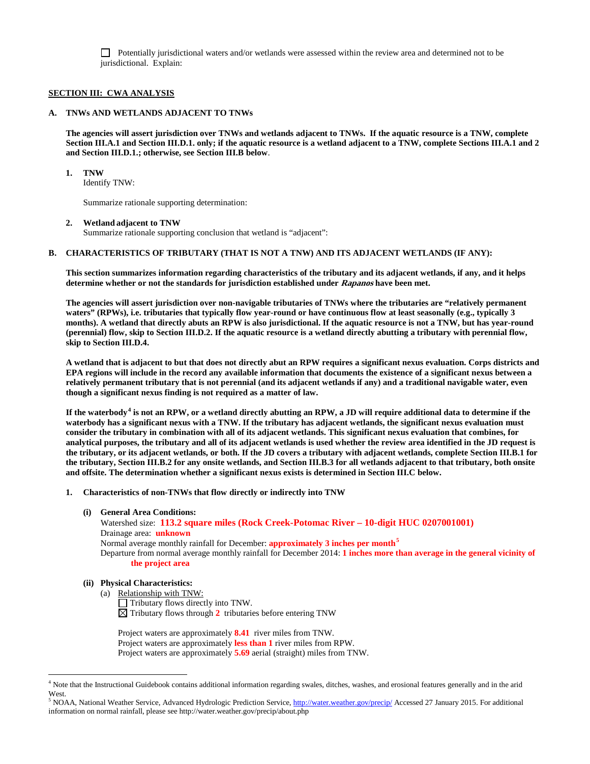☐ Potentially jurisdictional waters and/or wetlands were assessed within the review area and determined not to be jurisdictional. Explain:

## SECTION III: CWA ANALYSIS

### A. TNWs AND WETLANDS ADJACENT TO TNWs

**The agencies will assert jurisdiction over TNWs and wetlands adjacent to TNWs. If the aquatic resource is a TNW, complete Section III.A.1 and Section III.D.1. only; if the aquatic resource is a wetland adjacent to a TNW, complete Sections III.A.1 and 2 and Section III.D.1.; otherwise, see Section III.B below**.

**1. TNW**
Identify TNW:

Summarize rationale supporting determination:

**2. Wetland adjacent to TNW**
Summarize rationale supporting conclusion that wetland is "adjacent":

### B. CHARACTERISTICS OF TRIBUTARY (THAT IS NOT A TNW) AND ITS ADJACENT WETLANDS (IF ANY):

**This section summarizes information regarding characteristics of the tributary and its adjacent wetlands, if any, and it helps determine whether or not the standards for jurisdiction established under *Rapanos* have been met.**

**The agencies will assert jurisdiction over non-navigable tributaries of TNWs where the tributaries are "relatively permanent waters" (RPWs), i.e. tributaries that typically flow year-round or have continuous flow at least seasonally (e.g., typically 3 months). A wetland that directly abuts an RPW is also jurisdictional. If the aquatic resource is not a TNW, but has year-round (perennial) flow, skip to Section III.D.2. If the aquatic resource is a wetland directly abutting a tributary with perennial flow, skip to Section III.D.4.**

**A wetland that is adjacent to but that does not directly abut an RPW requires a significant nexus evaluation. Corps districts and EPA regions will include in the record any available information that documents the existence of a significant nexus between a relatively permanent tributary that is not perennial (and its adjacent wetlands if any) and a traditional navigable water, even though a significant nexus finding is not required as a matter of law.**

**If the waterbody[4] is not an RPW, or a wetland directly abutting an RPW, a JD will require additional data to determine if the waterbody has a significant nexus with a TNW. If the tributary has adjacent wetlands, the significant nexus evaluation must consider the tributary in combination with all of its adjacent wetlands. This significant nexus evaluation that combines, for analytical purposes, the tributary and all of its adjacent wetlands is used whether the review area identified in the JD request is the tributary, or its adjacent wetlands, or both. If the JD covers a tributary with adjacent wetlands, complete Section III.B.1 for the tributary, Section III.B.2 for any onsite wetlands, and Section III.B.3 for all wetlands adjacent to that tributary, both onsite and offsite. The determination whether a significant nexus exists is determined in Section III.C below.**

**1. Characteristics of non-TNWs that flow directly or indirectly into TNW**

**(i) General Area Conditions:**
Watershed size: **113.2 square miles (Rock Creek-Potomac River – 10-digit HUC 0207001001)**
Drainage area: **unknown**
Normal average monthly rainfall for December: **approximately 3 inches per month**[5]
Departure from normal average monthly rainfall for December 2014: **1 inches more than average in the general vicinity of the project area**

**(ii) Physical Characteristics:**
(a) Relationship with TNW:
☐ Tributary flows directly into TNW.
☒ Tributary flows through **2** tributaries before entering TNW

Project waters are approximately **8.41** river miles from TNW.
Project waters are approximately **less than 1** river miles from RPW.
Project waters are approximately **5.69** aerial (straight) miles from TNW.

---

[4] Note that the Instructional Guidebook contains additional information regarding swales, ditches, washes, and erosional features generally and in the arid West.
[5] NOAA, National Weather Service, Advanced Hydrologic Prediction Service, http://water.weather.gov/precip/ Accessed 27 January 2015. For additional information on normal rainfall, please see http://water.weather.gov/precip/about.php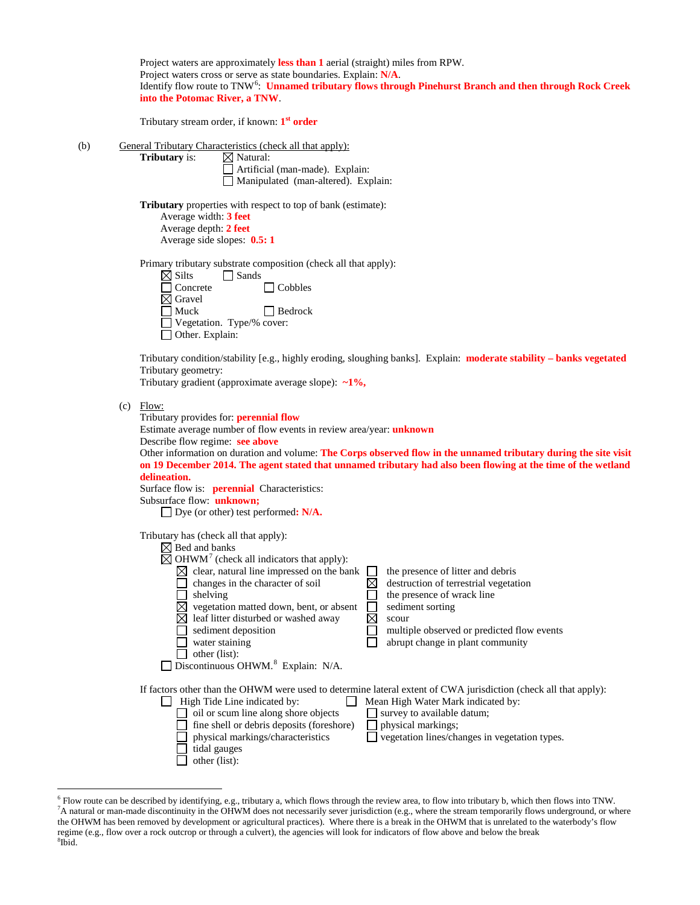Project waters are approximately **less than 1** aerial (straight) miles from RPW.
Project waters cross or serve as state boundaries. Explain: **N/A**.
Identify flow route to TNW[6]: **Unnamed tributary flows through Pinehurst Branch and then through Rock Creek into the Potomac River, a TNW**.

Tributary stream order, if known: **1st order**

(b) General Tributary Characteristics (check all that apply):

**Tributary** is:
- ☒ Natural:
- ☐ Artificial (man-made). Explain:
- ☐ Manipulated (man-altered). Explain:

**Tributary** properties with respect to top of bank (estimate):
- Average width: **3 feet**
- Average depth: **2 feet**
- Average side slopes: **0.5: 1**

Primary tributary substrate composition (check all that apply):
- ☒ Silts
- ☐ Sands
- ☐ Concrete
- ☐ Cobbles
- ☒ Gravel
- ☐ Muck
- ☐ Bedrock
- ☐ Vegetation. Type/% cover:
- ☐ Other. Explain:

Tributary condition/stability [e.g., highly eroding, sloughing banks]. Explain: **moderate stability – banks vegetated**
Tributary geometry:
Tributary gradient (approximate average slope): **~1%,**

(c) Flow:

Tributary provides for: **perennial flow**
Estimate average number of flow events in review area/year: **unknown**
Describe flow regime: **see above**
Other information on duration and volume: **The Corps observed flow in the unnamed tributary during the site visit on 19 December 2014. The agent stated that unnamed tributary had also been flowing at the time of the wetland delineation.**
Surface flow is: **perennial** Characteristics:
Subsurface flow: **unknown;**
- ☐ Dye (or other) test performed**: N/A.**

Tributary has (check all that apply):
- ☒ Bed and banks
- ☒ OHWM[7] (check all indicators that apply):
  - ☒ clear, natural line impressed on the bank
  - ☐ changes in the character of soil
  - ☐ shelving
  - ☒ vegetation matted down, bent, or absent
  - ☒ leaf litter disturbed or washed away
  - ☐ sediment deposition
  - ☐ water staining
  - ☐ other (list):
  - ☐ the presence of litter and debris
  - ☒ destruction of terrestrial vegetation
  - ☐ the presence of wrack line
  - ☐ sediment sorting
  - ☒ scour
  - ☐ multiple observed or predicted flow events
  - ☐ abrupt change in plant community
- ☐ Discontinuous OHWM.[8] Explain: N/A.

If factors other than the OHWM were used to determine lateral extent of CWA jurisdiction (check all that apply):
- ☐ High Tide Line indicated by:
  - ☐ oil or scum line along shore objects
  - ☐ fine shell or debris deposits (foreshore)
  - ☐ physical markings/characteristics
  - ☐ tidal gauges
  - ☐ other (list):
- ☐ Mean High Water Mark indicated by:
  - ☐ survey to available datum;
  - ☐ physical markings;
  - ☐ vegetation lines/changes in vegetation types.

---

[6] Flow route can be described by identifying, e.g., tributary a, which flows through the review area, to flow into tributary b, which then flows into TNW.
[7] A natural or man-made discontinuity in the OHWM does not necessarily sever jurisdiction (e.g., where the stream temporarily flows underground, or where the OHWM has been removed by development or agricultural practices). Where there is a break in the OHWM that is unrelated to the waterbody's flow regime (e.g., flow over a rock outcrop or through a culvert), the agencies will look for indicators of flow above and below the break
[8] Ibid.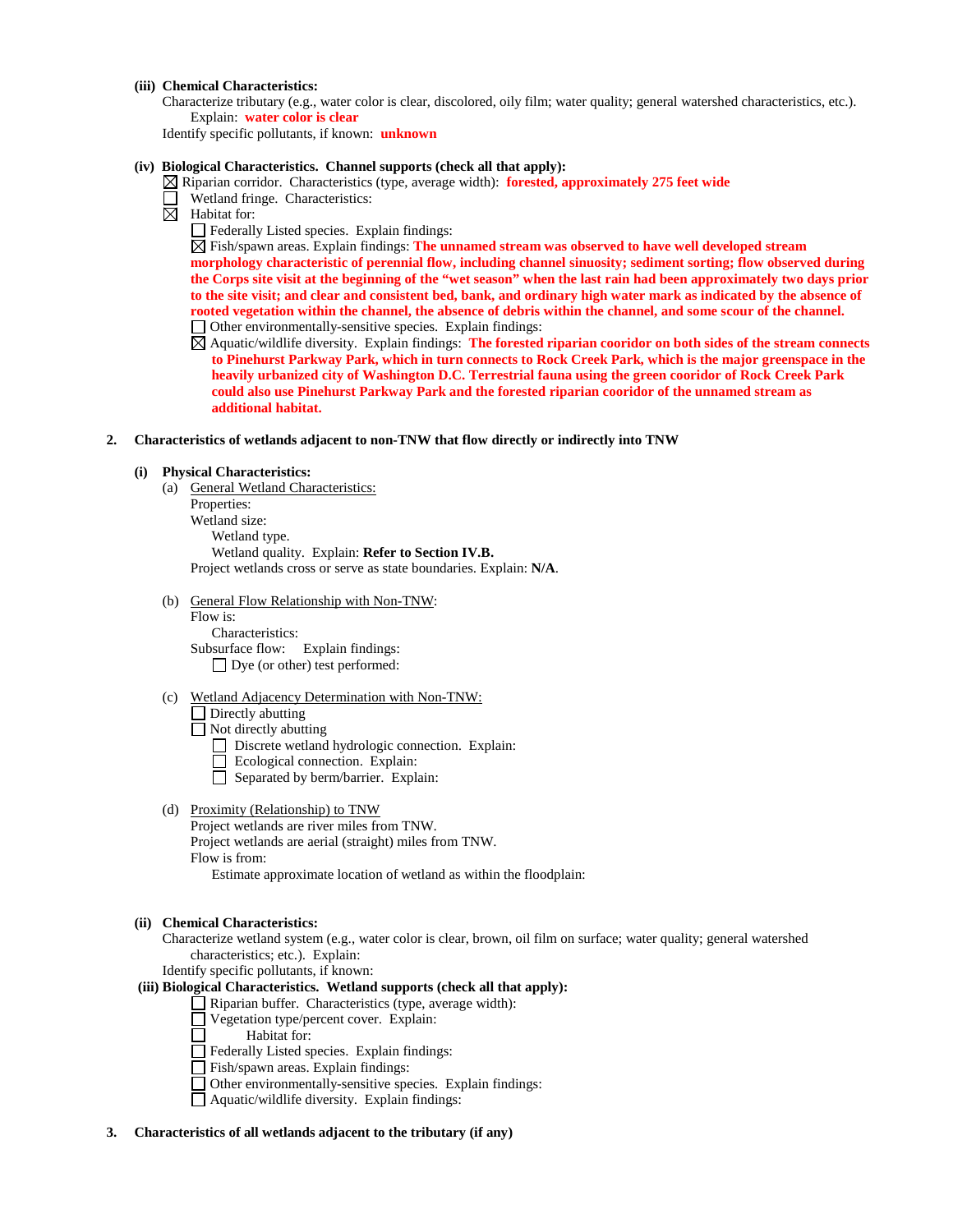**(iii) Chemical Characteristics:**

Characterize tributary (e.g., water color is clear, discolored, oily film; water quality; general watershed characteristics, etc.).
Explain: **water color is clear**

Identify specific pollutants, if known: **unknown**

**(iv) Biological Characteristics. Channel supports (check all that apply):**

☒ Riparian corridor. Characteristics (type, average width): **forested, approximately 275 feet wide**

☐ Wetland fringe. Characteristics:

☒ Habitat for:

☐ Federally Listed species. Explain findings:

☒ Fish/spawn areas. Explain findings: **The unnamed stream was observed to have well developed stream morphology characteristic of perennial flow, including channel sinuosity; sediment sorting; flow observed during the Corps site visit at the beginning of the "wet season" when the last rain had been approximately two days prior to the site visit; and clear and consistent bed, bank, and ordinary high water mark as indicated by the absence of rooted vegetation within the channel, the absence of debris within the channel, and some scour of the channel.**

☐ Other environmentally-sensitive species. Explain findings:

☒ Aquatic/wildlife diversity. Explain findings: **The forested riparian cooridor on both sides of the stream connects to Pinehurst Parkway Park, which in turn connects to Rock Creek Park, which is the major greenspace in the heavily urbanized city of Washington D.C. Terrestrial fauna using the green cooridor of Rock Creek Park could also use Pinehurst Parkway Park and the forested riparian cooridor of the unnamed stream as additional habitat.**

**2. Characteristics of wetlands adjacent to non-TNW that flow directly or indirectly into TNW**

**(i) Physical Characteristics:**

(a) General Wetland Characteristics:

Properties:

Wetland size:

Wetland type.

Wetland quality. Explain: **Refer to Section IV.B.**

Project wetlands cross or serve as state boundaries. Explain: **N/A**.

(b) General Flow Relationship with Non-TNW:

Flow is:

Characteristics:

Subsurface flow: Explain findings:

☐ Dye (or other) test performed:

(c) Wetland Adjacency Determination with Non-TNW:

☐ Directly abutting

☐ Not directly abutting

☐ Discrete wetland hydrologic connection. Explain:

☐ Ecological connection. Explain:

☐ Separated by berm/barrier. Explain:

(d) Proximity (Relationship) to TNW

Project wetlands are river miles from TNW.

Project wetlands are aerial (straight) miles from TNW.

Flow is from:

Estimate approximate location of wetland as within the floodplain:

**(ii) Chemical Characteristics:**

Characterize wetland system (e.g., water color is clear, brown, oil film on surface; water quality; general watershed characteristics; etc.). Explain:

Identify specific pollutants, if known:

**(iii) Biological Characteristics. Wetland supports (check all that apply):**

☐ Riparian buffer. Characteristics (type, average width):

☐ Vegetation type/percent cover. Explain:

☐ Habitat for:

☐ Federally Listed species. Explain findings:

☐ Fish/spawn areas. Explain findings:

☐ Other environmentally-sensitive species. Explain findings:

☐ Aquatic/wildlife diversity. Explain findings:

**3. Characteristics of all wetlands adjacent to the tributary (if any)**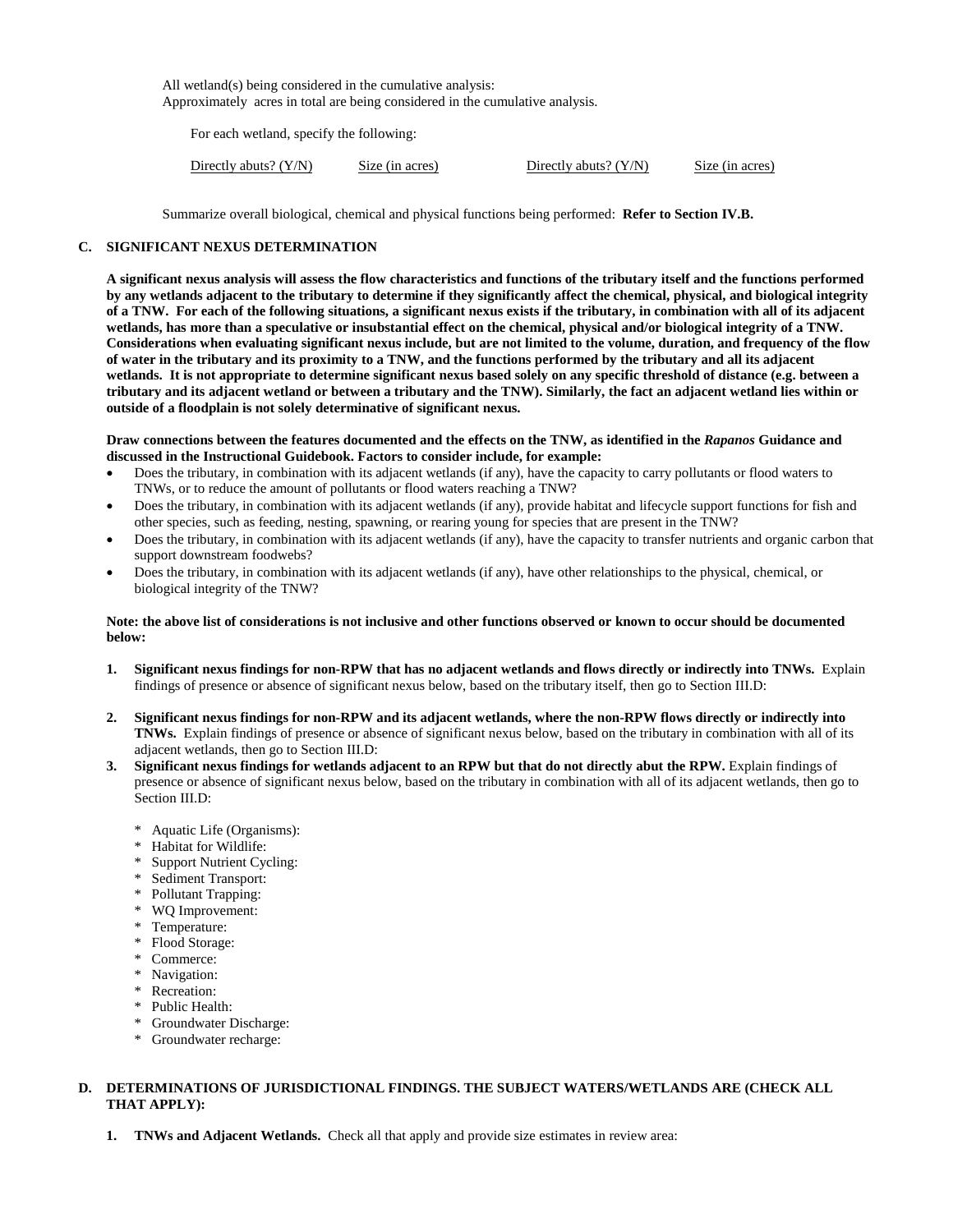All wetland(s) being considered in the cumulative analysis:
Approximately  acres in total are being considered in the cumulative analysis.

For each wetland, specify the following:

| Directly abuts? (Y/N) | Size (in acres) | Directly abuts? (Y/N) | Size (in acres) |
|---|---|---|---|

Summarize overall biological, chemical and physical functions being performed: **Refer to Section IV.B.**

## C. SIGNIFICANT NEXUS DETERMINATION

**A significant nexus analysis will assess the flow characteristics and functions of the tributary itself and the functions performed by any wetlands adjacent to the tributary to determine if they significantly affect the chemical, physical, and biological integrity of a TNW. For each of the following situations, a significant nexus exists if the tributary, in combination with all of its adjacent wetlands, has more than a speculative or insubstantial effect on the chemical, physical and/or biological integrity of a TNW. Considerations when evaluating significant nexus include, but are not limited to the volume, duration, and frequency of the flow of water in the tributary and its proximity to a TNW, and the functions performed by the tributary and all its adjacent wetlands. It is not appropriate to determine significant nexus based solely on any specific threshold of distance (e.g. between a tributary and its adjacent wetland or between a tributary and the TNW). Similarly, the fact an adjacent wetland lies within or outside of a floodplain is not solely determinative of significant nexus.**

**Draw connections between the features documented and the effects on the TNW, as identified in the *Rapanos* Guidance and discussed in the Instructional Guidebook. Factors to consider include, for example:**

- Does the tributary, in combination with its adjacent wetlands (if any), have the capacity to carry pollutants or flood waters to TNWs, or to reduce the amount of pollutants or flood waters reaching a TNW?
- Does the tributary, in combination with its adjacent wetlands (if any), provide habitat and lifecycle support functions for fish and other species, such as feeding, nesting, spawning, or rearing young for species that are present in the TNW?
- Does the tributary, in combination with its adjacent wetlands (if any), have the capacity to transfer nutrients and organic carbon that support downstream foodwebs?
- Does the tributary, in combination with its adjacent wetlands (if any), have other relationships to the physical, chemical, or biological integrity of the TNW?

**Note: the above list of considerations is not inclusive and other functions observed or known to occur should be documented below:**

1. **Significant nexus findings for non-RPW that has no adjacent wetlands and flows directly or indirectly into TNWs.** Explain findings of presence or absence of significant nexus below, based on the tributary itself, then go to Section III.D:

2. **Significant nexus findings for non-RPW and its adjacent wetlands, where the non-RPW flows directly or indirectly into TNWs.** Explain findings of presence or absence of significant nexus below, based on the tributary in combination with all of its adjacent wetlands, then go to Section III.D:
3. **Significant nexus findings for wetlands adjacent to an RPW but that do not directly abut the RPW.** Explain findings of presence or absence of significant nexus below, based on the tributary in combination with all of its adjacent wetlands, then go to Section III.D:

   \* Aquatic Life (Organisms):
   \* Habitat for Wildlife:
   \* Support Nutrient Cycling:
   \* Sediment Transport:
   \* Pollutant Trapping:
   \* WQ Improvement:
   \* Temperature:
   \* Flood Storage:
   \* Commerce:
   \* Navigation:
   \* Recreation:
   \* Public Health:
   \* Groundwater Discharge:
   \* Groundwater recharge:

## D. DETERMINATIONS OF JURISDICTIONAL FINDINGS. THE SUBJECT WATERS/WETLANDS ARE (CHECK ALL THAT APPLY):

1. **TNWs and Adjacent Wetlands.** Check all that apply and provide size estimates in review area: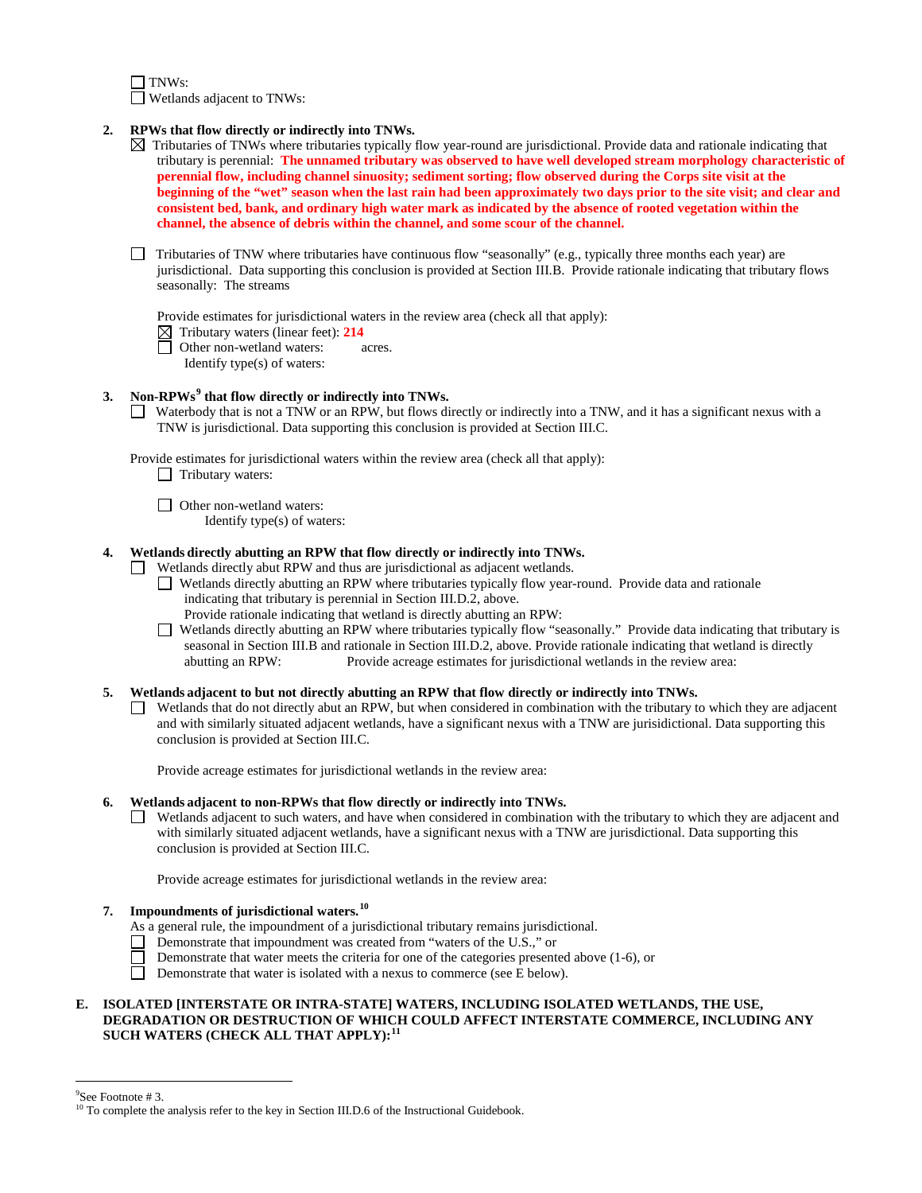☐ TNWs:
☐ Wetlands adjacent to TNWs:

**2. RPWs that flow directly or indirectly into TNWs.**

☒ Tributaries of TNWs where tributaries typically flow year-round are jurisdictional. Provide data and rationale indicating that tributary is perennial: **The unnamed tributary was observed to have well developed stream morphology characteristic of perennial flow, including channel sinuosity; sediment sorting; flow observed during the Corps site visit at the beginning of the "wet" season when the last rain had been approximately two days prior to the site visit; and clear and consistent bed, bank, and ordinary high water mark as indicated by the absence of rooted vegetation within the channel, the absence of debris within the channel, and some scour of the channel.**

☐ Tributaries of TNW where tributaries have continuous flow "seasonally" (e.g., typically three months each year) are jurisdictional. Data supporting this conclusion is provided at Section III.B. Provide rationale indicating that tributary flows seasonally: The streams

Provide estimates for jurisdictional waters in the review area (check all that apply):

☒ Tributary waters (linear feet): **214**
☐ Other non-wetland waters: acres.
Identify type(s) of waters:

**3. Non-RPWs[9] that flow directly or indirectly into TNWs.**

☐ Waterbody that is not a TNW or an RPW, but flows directly or indirectly into a TNW, and it has a significant nexus with a TNW is jurisdictional. Data supporting this conclusion is provided at Section III.C.

Provide estimates for jurisdictional waters within the review area (check all that apply):

☐ Tributary waters:

☐ Other non-wetland waters:
Identify type(s) of waters:

**4. Wetlands directly abutting an RPW that flow directly or indirectly into TNWs.**

☐ Wetlands directly abut RPW and thus are jurisdictional as adjacent wetlands.

☐ Wetlands directly abutting an RPW where tributaries typically flow year-round. Provide data and rationale indicating that tributary is perennial in Section III.D.2, above.
Provide rationale indicating that wetland is directly abutting an RPW:

☐ Wetlands directly abutting an RPW where tributaries typically flow "seasonally." Provide data indicating that tributary is seasonal in Section III.B and rationale in Section III.D.2, above. Provide rationale indicating that wetland is directly abutting an RPW: Provide acreage estimates for jurisdictional wetlands in the review area:

**5. Wetlands adjacent to but not directly abutting an RPW that flow directly or indirectly into TNWs.**

☐ Wetlands that do not directly abut an RPW, but when considered in combination with the tributary to which they are adjacent and with similarly situated adjacent wetlands, have a significant nexus with a TNW are jurisidictional. Data supporting this conclusion is provided at Section III.C.

Provide acreage estimates for jurisdictional wetlands in the review area:

**6. Wetlands adjacent to non-RPWs that flow directly or indirectly into TNWs.**

☐ Wetlands adjacent to such waters, and have when considered in combination with the tributary to which they are adjacent and with similarly situated adjacent wetlands, have a significant nexus with a TNW are jurisdictional. Data supporting this conclusion is provided at Section III.C.

Provide acreage estimates for jurisdictional wetlands in the review area:

**7. Impoundments of jurisdictional waters.[10]**

As a general rule, the impoundment of a jurisdictional tributary remains jurisdictional.

☐ Demonstrate that impoundment was created from "waters of the U.S.," or
☐ Demonstrate that water meets the criteria for one of the categories presented above (1-6), or
☐ Demonstrate that water is isolated with a nexus to commerce (see E below).

**E. ISOLATED [INTERSTATE OR INTRA-STATE] WATERS, INCLUDING ISOLATED WETLANDS, THE USE, DEGRADATION OR DESTRUCTION OF WHICH COULD AFFECT INTERSTATE COMMERCE, INCLUDING ANY SUCH WATERS (CHECK ALL THAT APPLY):[11]**

---

[9] See Footnote # 3.
[10] To complete the analysis refer to the key in Section III.D.6 of the Instructional Guidebook.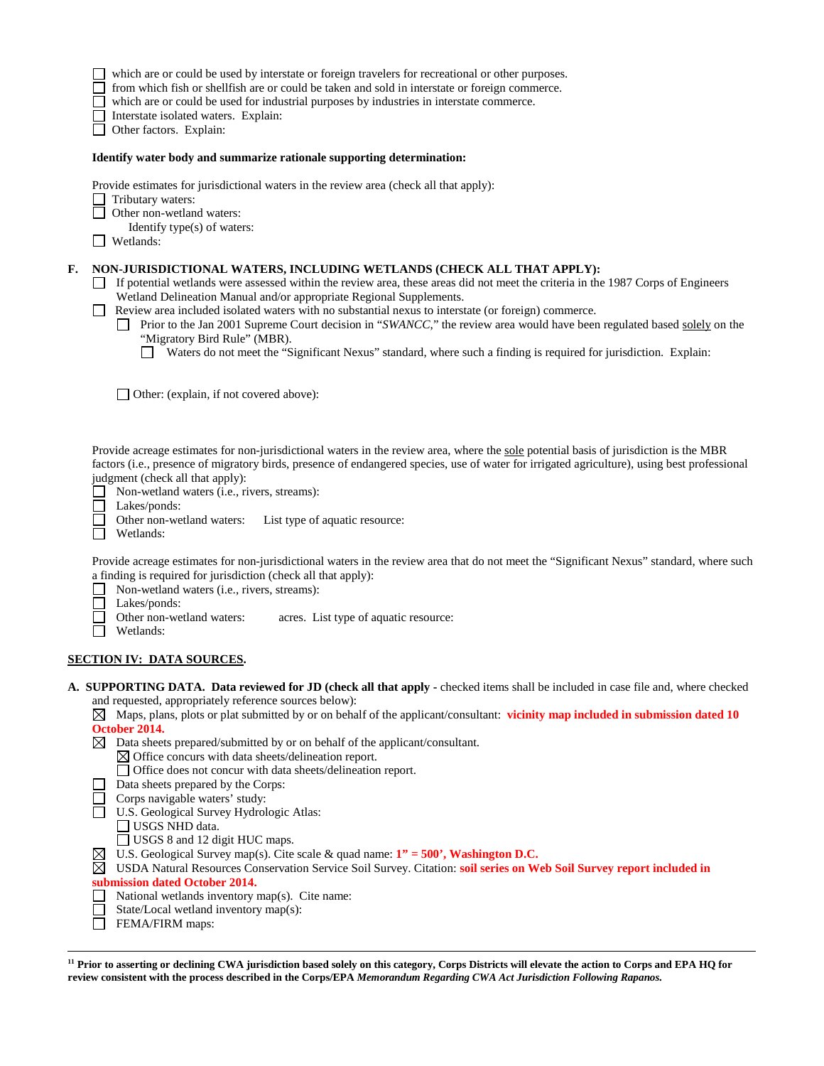- ☐ which are or could be used by interstate or foreign travelers for recreational or other purposes.
- ☐ from which fish or shellfish are or could be taken and sold in interstate or foreign commerce.
- ☐ which are or could be used for industrial purposes by industries in interstate commerce.
- ☐ Interstate isolated waters. Explain:
- ☐ Other factors. Explain:

**Identify water body and summarize rationale supporting determination:**

Provide estimates for jurisdictional waters in the review area (check all that apply):

- ☐ Tributary waters:
- ☐ Other non-wetland waters:
  - Identify type(s) of waters:
- ☐ Wetlands:

**F. NON-JURISDICTIONAL WATERS, INCLUDING WETLANDS (CHECK ALL THAT APPLY):**

- ☐ If potential wetlands were assessed within the review area, these areas did not meet the criteria in the 1987 Corps of Engineers Wetland Delineation Manual and/or appropriate Regional Supplements.
- ☐ Review area included isolated waters with no substantial nexus to interstate (or foreign) commerce.
  - ☐ Prior to the Jan 2001 Supreme Court decision in "*SWANCC*," the review area would have been regulated based solely on the "Migratory Bird Rule" (MBR).
    - ☐ Waters do not meet the "Significant Nexus" standard, where such a finding is required for jurisdiction. Explain:
  - ☐ Other: (explain, if not covered above):

Provide acreage estimates for non-jurisdictional waters in the review area, where the sole potential basis of jurisdiction is the MBR factors (i.e., presence of migratory birds, presence of endangered species, use of water for irrigated agriculture), using best professional judgment (check all that apply):

- ☐ Non-wetland waters (i.e., rivers, streams):
- ☐ Lakes/ponds:
- ☐ Other non-wetland waters: List type of aquatic resource:
- ☐ Wetlands:

Provide acreage estimates for non-jurisdictional waters in the review area that do not meet the "Significant Nexus" standard, where such a finding is required for jurisdiction (check all that apply):

- ☐ Non-wetland waters (i.e., rivers, streams):
- ☐ Lakes/ponds:
- ☐ Other non-wetland waters: acres. List type of aquatic resource:
- ☐ Wetlands:

## SECTION IV: DATA SOURCES.

**A. SUPPORTING DATA. Data reviewed for JD (check all that apply** - checked items shall be included in case file and, where checked and requested, appropriately reference sources below):

- ☒ Maps, plans, plots or plat submitted by or on behalf of the applicant/consultant: **vicinity map included in submission dated 10 October 2014.**
- ☒ Data sheets prepared/submitted by or on behalf of the applicant/consultant.
  - ☒ Office concurs with data sheets/delineation report.
  - ☐ Office does not concur with data sheets/delineation report.
- ☐ Data sheets prepared by the Corps:
- ☐ Corps navigable waters' study:
- ☐ U.S. Geological Survey Hydrologic Atlas:
  - ☐ USGS NHD data.
  - ☐ USGS 8 and 12 digit HUC maps.
- ☒ U.S. Geological Survey map(s). Cite scale & quad name: **1" = 500', Washington D.C.**
- ☒ USDA Natural Resources Conservation Service Soil Survey. Citation: **soil series on Web Soil Survey report included in submission dated October 2014.**
- ☐ National wetlands inventory map(s). Cite name:
- ☐ State/Local wetland inventory map(s):
- ☐ FEMA/FIRM maps:

---

[11] **Prior to asserting or declining CWA jurisdiction based solely on this category, Corps Districts will elevate the action to Corps and EPA HQ for review consistent with the process described in the Corps/EPA *Memorandum Regarding CWA Act Jurisdiction Following Rapanos.***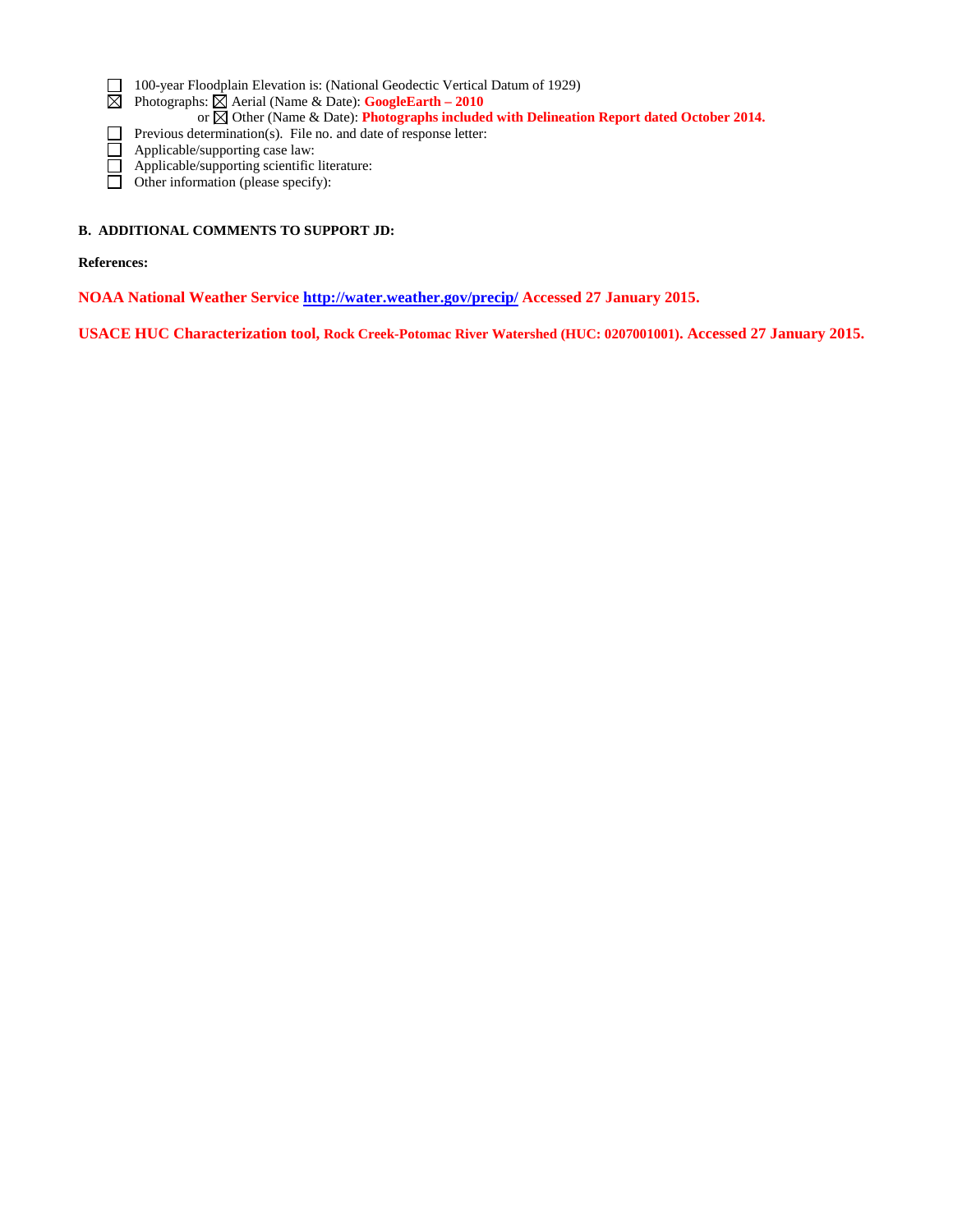- ☐ 100-year Floodplain Elevation is: (National Geodectic Vertical Datum of 1929)
- ☒ Photographs: ☒ Aerial (Name & Date): **GoogleEarth – 2010**
  or ☒ Other (Name & Date): **Photographs included with Delineation Report dated October 2014.**
- ☐ Previous determination(s). File no. and date of response letter:
- ☐ Applicable/supporting case law:
- ☐ Applicable/supporting scientific literature:
- ☐ Other information (please specify):

**B. ADDITIONAL COMMENTS TO SUPPORT JD:**

**References:**

**NOAA National Weather Service [http://water.weather.gov/precip/](http://water.weather.gov/precip/) Accessed 27 January 2015.**

**USACE HUC Characterization tool, Rock Creek-Potomac River Watershed (HUC: 0207001001). Accessed 27 January 2015.**